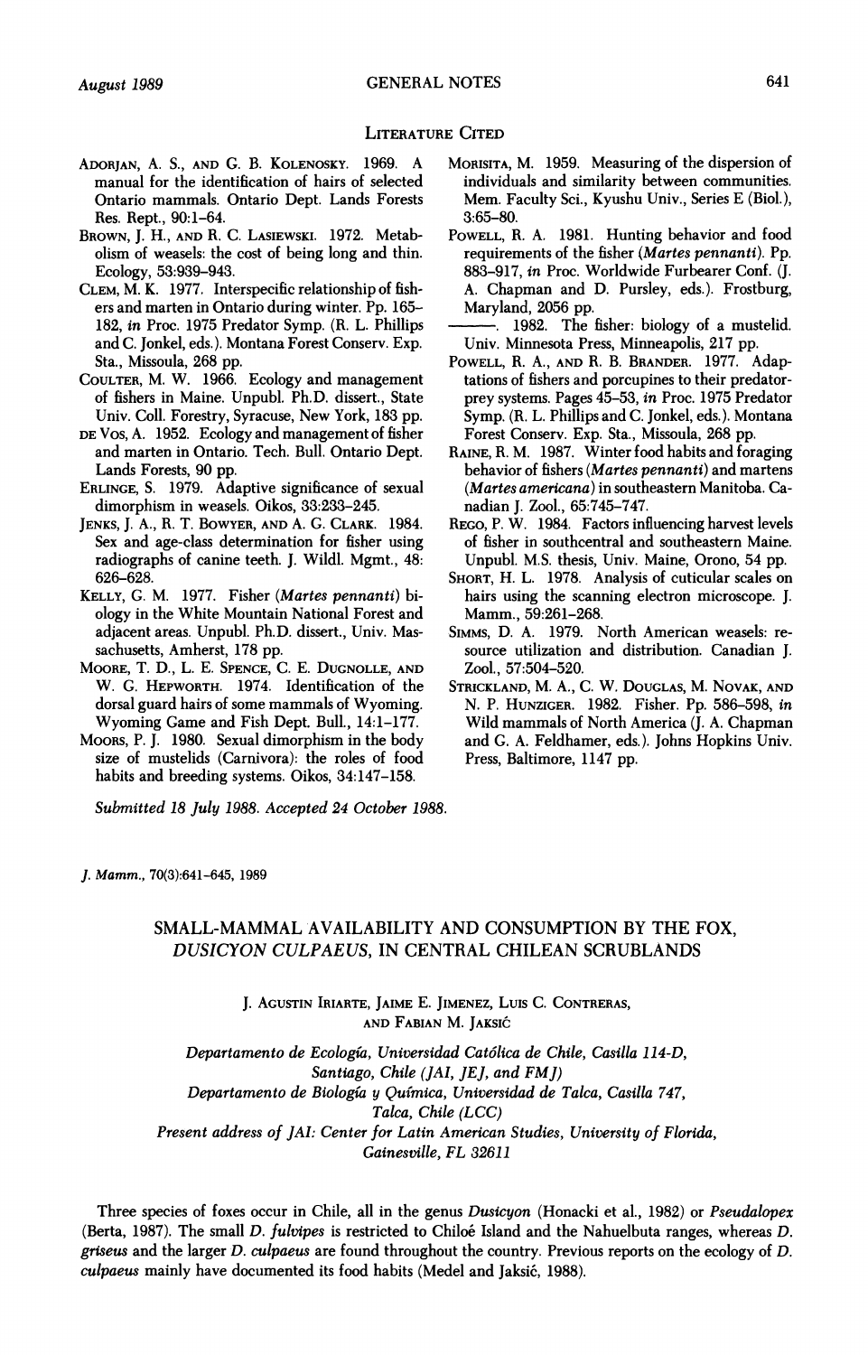## Literature Cited

Adorjan, A. S., and G. B. Kolenosky. 1969. A manual for the identification of hairs of selected Ontario mammals. Ontario Dept. Lands Forests Res. Rept., 90:1–64.

Brown, J. H., and R. C. Lasiewski. 1972. Metabolism of weasels: the cost of being long and thin. Ecology, 53:939–943.

Clem, M. K. 1977. Interspecific relationship of fishers and marten in Ontario during winter. Pp. 165–182, *in* Proc. 1975 Predator Symp. (R. L. Phillips and C. Jonkel, eds.). Montana Forest Conserv. Exp. Sta., Missoula, 268 pp.

Coulter, M. W. 1966. Ecology and management of fishers in Maine. Unpubl. Ph.D. dissert., State Univ. Coll. Forestry, Syracuse, New York, 183 pp.

de Vos, A. 1952. Ecology and management of fisher and marten in Ontario. Tech. Bull. Ontario Dept. Lands Forests, 90 pp.

Erlinge, S. 1979. Adaptive significance of sexual dimorphism in weasels. Oikos, 33:233–245.

Jenks, J. A., R. T. Bowyer, and A. G. Clark. 1984. Sex and age-class determination for fisher using radiographs of canine teeth. J. Wildl. Mgmt., 48: 626–628.

Kelly, G. M. 1977. Fisher (*Martes pennanti*) biology in the White Mountain National Forest and adjacent areas. Unpubl. Ph.D. dissert., Univ. Massachusetts, Amherst, 178 pp.

Moore, T. D., L. E. Spence, C. E. Dugnolle, and W. G. Hepworth. 1974. Identification of the dorsal guard hairs of some mammals of Wyoming. Wyoming Game and Fish Dept. Bull., 14:1–177.

Moors, P. J. 1980. Sexual dimorphism in the body size of mustelids (Carnivora): the roles of food habits and breeding systems. Oikos, 34:147–158.

Morisita, M. 1959. Measuring of the dispersion of individuals and similarity between communities. Mem. Faculty Sci., Kyushu Univ., Series E (Biol.), 3:65–80.

Powell, R. A. 1981. Hunting behavior and food requirements of the fisher (*Martes pennanti*). Pp. 883–917, *in* Proc. Worldwide Furbearer Conf. (J. A. Chapman and D. Pursley, eds.). Frostburg, Maryland, 2056 pp.

———. 1982. The fisher: biology of a mustelid. Univ. Minnesota Press, Minneapolis, 217 pp.

Powell, R. A., and R. B. Brander. 1977. Adaptations of fishers and porcupines to their predator-prey systems. Pages 45–53, *in* Proc. 1975 Predator Symp. (R. L. Phillips and C. Jonkel, eds.). Montana Forest Conserv. Exp. Sta., Missoula, 268 pp.

Raine, R. M. 1987. Winter food habits and foraging behavior of fishers (*Martes pennanti*) and martens (*Martes americana*) in southeastern Manitoba. Canadian J. Zool., 65:745–747.

Rego, P. W. 1984. Factors influencing harvest levels of fisher in southcentral and southeastern Maine. Unpubl. M.S. thesis, Univ. Maine, Orono, 54 pp.

Short, H. L. 1978. Analysis of cuticular scales on hairs using the scanning electron microscope. J. Mamm., 59:261–268.

Simms, D. A. 1979. North American weasels: resource utilization and distribution. Canadian J. Zool., 57:504–520.

Strickland, M. A., C. W. Douglas, M. Novak, and N. P. Hunziger. 1982. Fisher. Pp. 586–598, *in* Wild mammals of North America (J. A. Chapman and G. A. Feldhamer, eds.). Johns Hopkins Univ. Press, Baltimore, 1147 pp.

*Submitted 18 July 1988. Accepted 24 October 1988.*

*J. Mamm.*, 70(3):641–645, 1989

# SMALL-MAMMAL AVAILABILITY AND CONSUMPTION BY THE FOX, *DUSICYON CULPAEUS*, IN CENTRAL CHILEAN SCRUBLANDS

J. Agustin Iriarte, Jaime E. Jimenez, Luis C. Contreras, and Fabian M. Jaksić

*Departamento de Ecología, Universidad Católica de Chile, Casilla 114-D, Santiago, Chile (JAI, JEJ, and FMJ)*
*Departamento de Biología y Química, Universidad de Talca, Casilla 747, Talca, Chile (LCC)*
*Present address of JAI: Center for Latin American Studies, University of Florida, Gainesville, FL 32611*

Three species of foxes occur in Chile, all in the genus *Dusicyon* (Honacki et al., 1982) or *Pseudalopex* (Berta, 1987). The small *D. fulvipes* is restricted to Chiloé Island and the Nahuelbuta ranges, whereas *D. griseus* and the larger *D. culpaeus* are found throughout the country. Previous reports on the ecology of *D. culpaeus* mainly have documented its food habits (Medel and Jaksić, 1988).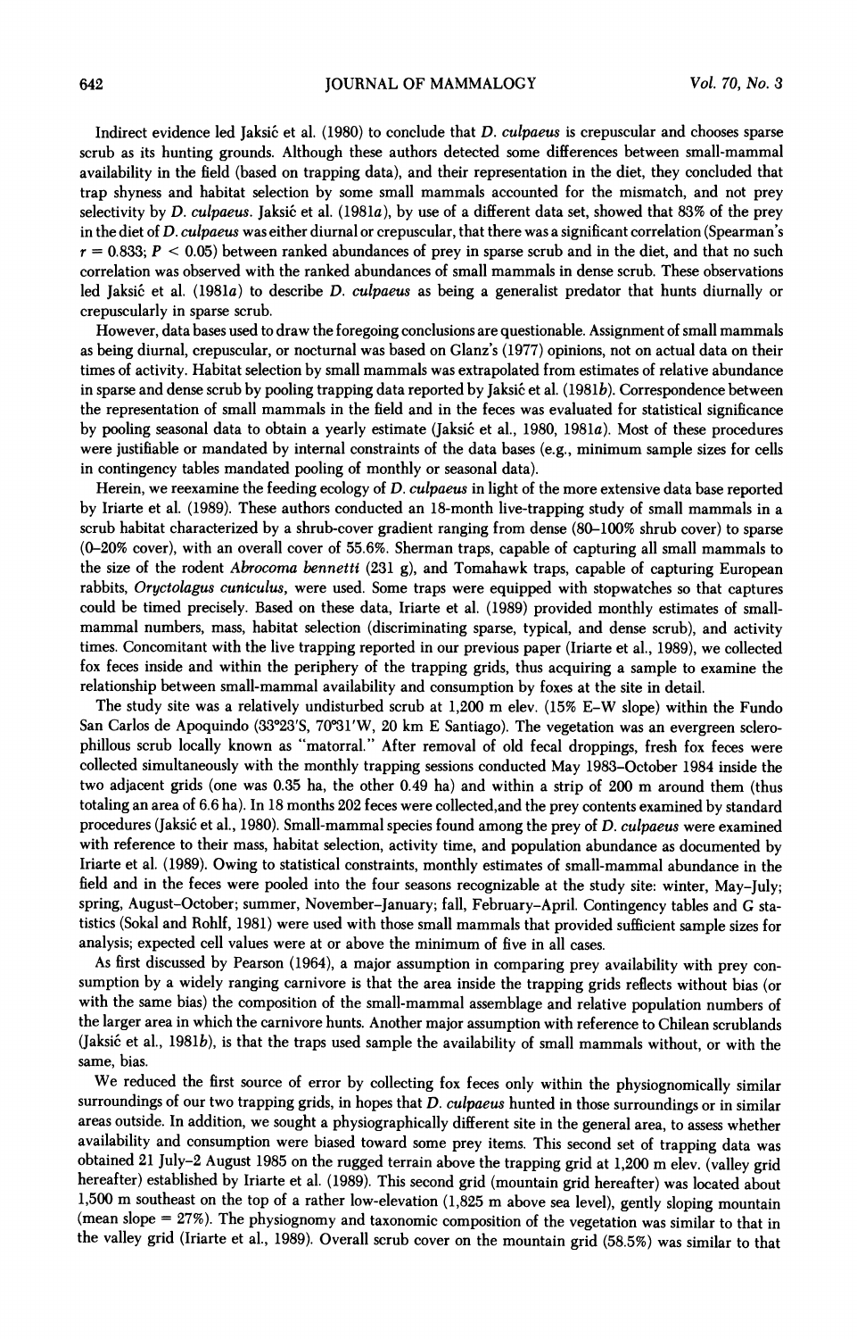Indirect evidence led Jaksić et al. (1980) to conclude that *D. culpaeus* is crepuscular and chooses sparse scrub as its hunting grounds. Although these authors detected some differences between small-mammal availability in the field (based on trapping data), and their representation in the diet, they concluded that trap shyness and habitat selection by some small mammals accounted for the mismatch, and not prey selectivity by *D. culpaeus*. Jaksić et al. (1981*a*), by use of a different data set, showed that 83% of the prey in the diet of *D. culpaeus* was either diurnal or crepuscular, that there was a significant correlation (Spearman's $r = 0.833$; $P < 0.05$) between ranked abundances of prey in sparse scrub and in the diet, and that no such correlation was observed with the ranked abundances of small mammals in dense scrub. These observations led Jaksić et al. (1981*a*) to describe *D. culpaeus* as being a generalist predator that hunts diurnally or crepuscularly in sparse scrub.

However, data bases used to draw the foregoing conclusions are questionable. Assignment of small mammals as being diurnal, crepuscular, or nocturnal was based on Glanz's (1977) opinions, not on actual data on their times of activity. Habitat selection by small mammals was extrapolated from estimates of relative abundance in sparse and dense scrub by pooling trapping data reported by Jaksić et al. (1981*b*). Correspondence between the representation of small mammals in the field and in the feces was evaluated for statistical significance by pooling seasonal data to obtain a yearly estimate (Jaksić et al., 1980, 1981*a*). Most of these procedures were justifiable or mandated by internal constraints of the data bases (e.g., minimum sample sizes for cells in contingency tables mandated pooling of monthly or seasonal data).

Herein, we reexamine the feeding ecology of *D. culpaeus* in light of the more extensive data base reported by Iriarte et al. (1989). These authors conducted an 18-month live-trapping study of small mammals in a scrub habitat characterized by a shrub-cover gradient ranging from dense (80–100% shrub cover) to sparse (0–20% cover), with an overall cover of 55.6%. Sherman traps, capable of capturing all small mammals to the size of the rodent *Abrocoma bennetti* (231 g), and Tomahawk traps, capable of capturing European rabbits, *Oryctolagus cuniculus*, were used. Some traps were equipped with stopwatches so that captures could be timed precisely. Based on these data, Iriarte et al. (1989) provided monthly estimates of small-mammal numbers, mass, habitat selection (discriminating sparse, typical, and dense scrub), and activity times. Concomitant with the live trapping reported in our previous paper (Iriarte et al., 1989), we collected fox feces inside and within the periphery of the trapping grids, thus acquiring a sample to examine the relationship between small-mammal availability and consumption by foxes at the site in detail.

The study site was a relatively undisturbed scrub at 1,200 m elev. (15% E–W slope) within the Fundo San Carlos de Apoquindo (33°23'S, 70°31'W, 20 km E Santiago). The vegetation was an evergreen sclerophillous scrub locally known as "matorral." After removal of old fecal droppings, fresh fox feces were collected simultaneously with the monthly trapping sessions conducted May 1983–October 1984 inside the two adjacent grids (one was 0.35 ha, the other 0.49 ha) and within a strip of 200 m around them (thus totaling an area of 6.6 ha). In 18 months 202 feces were collected, and the prey contents examined by standard procedures (Jaksić et al., 1980). Small-mammal species found among the prey of *D. culpaeus* were examined with reference to their mass, habitat selection, activity time, and population abundance as documented by Iriarte et al. (1989). Owing to statistical constraints, monthly estimates of small-mammal abundance in the field and in the feces were pooled into the four seasons recognizable at the study site: winter, May–July; spring, August–October; summer, November–January; fall, February–April. Contingency tables and G statistics (Sokal and Rohlf, 1981) were used with those small mammals that provided sufficient sample sizes for analysis; expected cell values were at or above the minimum of five in all cases.

As first discussed by Pearson (1964), a major assumption in comparing prey availability with prey consumption by a widely ranging carnivore is that the area inside the trapping grids reflects without bias (or with the same bias) the composition of the small-mammal assemblage and relative population numbers of the larger area in which the carnivore hunts. Another major assumption with reference to Chilean scrublands (Jaksić et al., 1981*b*), is that the traps used sample the availability of small mammals without, or with the same, bias.

We reduced the first source of error by collecting fox feces only within the physiognomically similar surroundings of our two trapping grids, in hopes that *D. culpaeus* hunted in those surroundings or in similar areas outside. In addition, we sought a physiographically different site in the general area, to assess whether availability and consumption were biased toward some prey items. This second set of trapping data was obtained 21 July–2 August 1985 on the rugged terrain above the trapping grid at 1,200 m elev. (valley grid hereafter) established by Iriarte et al. (1989). This second grid (mountain grid hereafter) was located about 1,500 m southeast on the top of a rather low-elevation (1,825 m above sea level), gently sloping mountain (mean slope = 27%). The physiognomy and taxonomic composition of the vegetation was similar to that in the valley grid (Iriarte et al., 1989). Overall scrub cover on the mountain grid (58.5%) was similar to that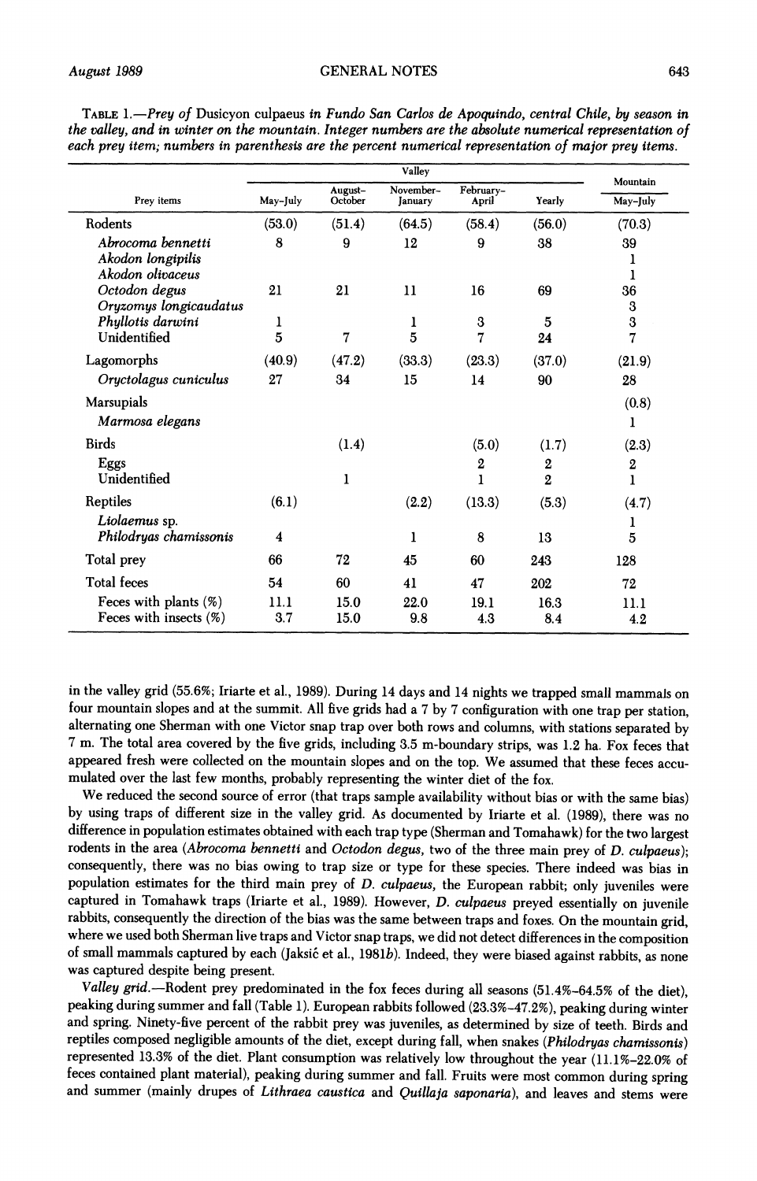TABLE 1.—*Prey of* Dusicyon culpaeus *in Fundo San Carlos de Apoquindo, central Chile, by season in the valley, and in winter on the mountain. Integer numbers are the absolute numerical representation of each prey item; numbers in parenthesis are the percent numerical representation of major prey items.*

| Prey items | Valley | | | | | Mountain |
|---|---|---|---|---|---|---|
| | May–July | August–October | November–January | February–April | Yearly | May–July |
| Rodents | (53.0) | (51.4) | (64.5) | (58.4) | (56.0) | (70.3) |
| *Abrocoma bennetti* | 8 | 9 | 12 | 9 | 38 | 39 |
| *Akodon longipilis* | | | | | | 1 |
| *Akodon olivaceus* | | | | | | 1 |
| *Octodon degus* | 21 | 21 | 11 | 16 | 69 | 36 |
| *Oryzomys longicaudatus* | | | | | | 3 |
| *Phyllotis darwini* | 1 | | 1 | 3 | 5 | 3 |
| Unidentified | 5 | 7 | 5 | 7 | 24 | 7 |
| Lagomorphs | (40.9) | (47.2) | (33.3) | (23.3) | (37.0) | (21.9) |
| *Oryctolagus cuniculus* | 27 | 34 | 15 | 14 | 90 | 28 |
| Marsupials | | | | | | (0.8) |
| *Marmosa elegans* | | | | | | 1 |
| Birds | | (1.4) | | (5.0) | (1.7) | (2.3) |
| Eggs | | | | 2 | 2 | 2 |
| Unidentified | | 1 | | 1 | 2 | 1 |
| Reptiles | (6.1) | | (2.2) | (13.3) | (5.3) | (4.7) |
| *Liolaemus* sp. | | | | | | 1 |
| *Philodryas chamissonis* | 4 | | 1 | 8 | 13 | 5 |
| Total prey | 66 | 72 | 45 | 60 | 243 | 128 |
| Total feces | 54 | 60 | 41 | 47 | 202 | 72 |
| Feces with plants (%) | 11.1 | 15.0 | 22.0 | 19.1 | 16.3 | 11.1 |
| Feces with insects (%) | 3.7 | 15.0 | 9.8 | 4.3 | 8.4 | 4.2 |

in the valley grid (55.6%; Iriarte et al., 1989). During 14 days and 14 nights we trapped small mammals on four mountain slopes and at the summit. All five grids had a 7 by 7 configuration with one trap per station, alternating one Sherman with one Victor snap trap over both rows and columns, with stations separated by 7 m. The total area covered by the five grids, including 3.5 m-boundary strips, was 1.2 ha. Fox feces that appeared fresh were collected on the mountain slopes and on the top. We assumed that these feces accumulated over the last few months, probably representing the winter diet of the fox.

We reduced the second source of error (that traps sample availability without bias or with the same bias) by using traps of different size in the valley grid. As documented by Iriarte et al. (1989), there was no difference in population estimates obtained with each trap type (Sherman and Tomahawk) for the two largest rodents in the area (*Abrocoma bennetti* and *Octodon degus*, two of the three main prey of *D. culpaeus*); consequently, there was no bias owing to trap size or type for these species. There indeed was bias in population estimates for the third main prey of *D. culpaeus*, the European rabbit; only juveniles were captured in Tomahawk traps (Iriarte et al., 1989). However, *D. culpaeus* preyed essentially on juvenile rabbits, consequently the direction of the bias was the same between traps and foxes. On the mountain grid, where we used both Sherman live traps and Victor snap traps, we did not detect differences in the composition of small mammals captured by each (Jaksić et al., 1981*b*). Indeed, they were biased against rabbits, as none was captured despite being present.

*Valley grid.*—Rodent prey predominated in the fox feces during all seasons (51.4%–64.5% of the diet), peaking during summer and fall (Table 1). European rabbits followed (23.3%–47.2%), peaking during winter and spring. Ninety-five percent of the rabbit prey was juveniles, as determined by size of teeth. Birds and reptiles composed negligible amounts of the diet, except during fall, when snakes (*Philodryas chamissonis*) represented 13.3% of the diet. Plant consumption was relatively low throughout the year (11.1%–22.0% of feces contained plant material), peaking during summer and fall. Fruits were most common during spring and summer (mainly drupes of *Lithraea caustica* and *Quillaja saponaria*), and leaves and stems were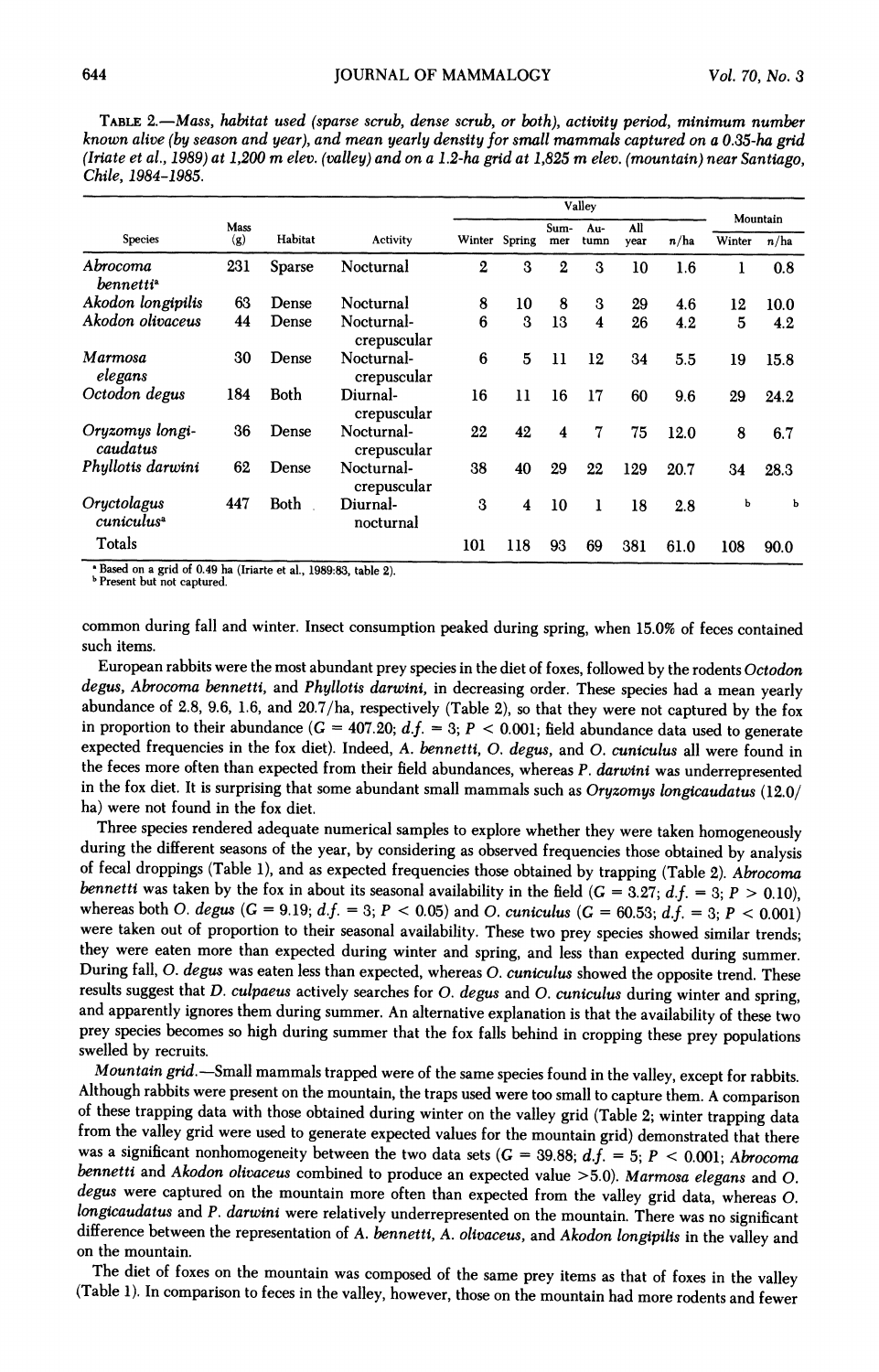TABLE 2.—*Mass, habitat used (sparse scrub, dense scrub, or both), activity period, minimum number known alive (by season and year), and mean yearly density for small mammals captured on a 0.35-ha grid (Iriate et al., 1989) at 1,200 m elev. (valley) and on a 1.2-ha grid at 1,825 m elev. (mountain) near Santiago, Chile, 1984–1985.*

| | | | | Valley | | | | | | Mountain | |
|---|---|---|---|---|---|---|---|---|---|---|---|
| Species | Mass (g) | Habitat | Activity | Winter | Spring | Summer | Autumn | All year | n/ha | Winter | n/ha |
| *Abrocoma bennetti*[a] | 231 | Sparse | Nocturnal | 2 | 3 | 2 | 3 | 10 | 1.6 | 1 | 0.8 |
| *Akodon longipilis* | 63 | Dense | Nocturnal | 8 | 10 | 8 | 3 | 29 | 4.6 | 12 | 10.0 |
| *Akodon olivaceus* | 44 | Dense | Nocturnal-crepuscular | 6 | 3 | 13 | 4 | 26 | 4.2 | 5 | 4.2 |
| *Marmosa elegans* | 30 | Dense | Nocturnal-crepuscular | 6 | 5 | 11 | 12 | 34 | 5.5 | 19 | 15.8 |
| *Octodon degus* | 184 | Both | Diurnal-crepuscular | 16 | 11 | 16 | 17 | 60 | 9.6 | 29 | 24.2 |
| *Oryzomys longicaudatus* | 36 | Dense | Nocturnal-crepuscular | 22 | 42 | 4 | 7 | 75 | 12.0 | 8 | 6.7 |
| *Phyllotis darwini* | 62 | Dense | Nocturnal-crepuscular | 38 | 40 | 29 | 22 | 129 | 20.7 | 34 | 28.3 |
| *Oryctolagus cuniculus*[a] | 447 | Both | Diurnal-nocturnal | 3 | 4 | 10 | 1 | 18 | 2.8 | [b] | [b] |
| Totals | | | | 101 | 118 | 93 | 69 | 381 | 61.0 | 108 | 90.0 |

[a] Based on a grid of 0.49 ha (Iriarte et al., 1989:83, table 2).
[b] Present but not captured.

common during fall and winter. Insect consumption peaked during spring, when 15.0% of feces contained such items.

European rabbits were the most abundant prey species in the diet of foxes, followed by the rodents *Octodon degus*, *Abrocoma bennetti*, and *Phyllotis darwini*, in decreasing order. These species had a mean yearly abundance of 2.8, 9.6, 1.6, and 20.7/ha, respectively (Table 2), so that they were not captured by the fox in proportion to their abundance ($G = 407.20$; $d.f. = 3$; $P < 0.001$; field abundance data used to generate expected frequencies in the fox diet). Indeed, *A. bennetti*, *O. degus*, and *O. cuniculus* all were found in the feces more often than expected from their field abundances, whereas *P. darwini* was underrepresented in the fox diet. It is surprising that some abundant small mammals such as *Oryzomys longicaudatus* (12.0/ha) were not found in the fox diet.

Three species rendered adequate numerical samples to explore whether they were taken homogeneously during the different seasons of the year, by considering as observed frequencies those obtained by analysis of fecal droppings (Table 1), and as expected frequencies those obtained by trapping (Table 2). *Abrocoma bennetti* was taken by the fox in about its seasonal availability in the field ($G = 3.27$; $d.f. = 3$; $P > 0.10$), whereas both *O. degus* ($G = 9.19$; $d.f. = 3$; $P < 0.05$) and *O. cuniculus* ($G = 60.53$; $d.f. = 3$; $P < 0.001$) were taken out of proportion to their seasonal availability. These two prey species showed similar trends; they were eaten more than expected during winter and spring, and less than expected during summer. During fall, *O. degus* was eaten less than expected, whereas *O. cuniculus* showed the opposite trend. These results suggest that *D. culpaeus* actively searches for *O. degus* and *O. cuniculus* during winter and spring, and apparently ignores them during summer. An alternative explanation is that the availability of these two prey species becomes so high during summer that the fox falls behind in cropping these prey populations swelled by recruits.

*Mountain grid*.—Small mammals trapped were of the same species found in the valley, except for rabbits. Although rabbits were present on the mountain, the traps used were too small to capture them. A comparison of these trapping data with those obtained during winter on the valley grid (Table 2; winter trapping data from the valley grid were used to generate expected values for the mountain grid) demonstrated that there was a significant nonhomogeneity between the two data sets ($G = 39.88$; $d.f. = 5$; $P < 0.001$; *Abrocoma bennetti* and *Akodon olivaceus* combined to produce an expected value >5.0). *Marmosa elegans* and *O. degus* were captured on the mountain more often than expected from the valley grid data, whereas *O. longicaudatus* and *P. darwini* were relatively underrepresented on the mountain. There was no significant difference between the representation of *A. bennetti*, *A. olivaceus*, and *Akodon longipilis* in the valley and on the mountain.

The diet of foxes on the mountain was composed of the same prey items as that of foxes in the valley (Table 1). In comparison to feces in the valley, however, those on the mountain had more rodents and fewer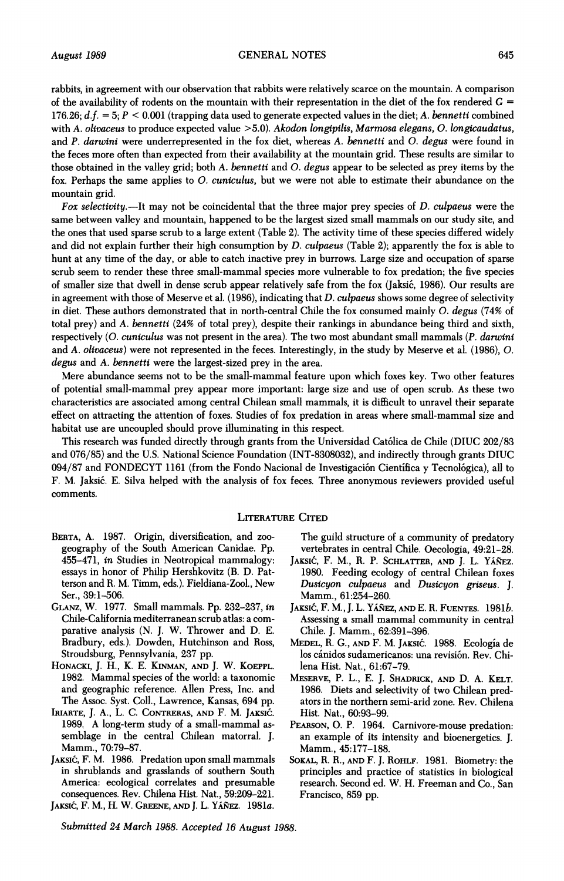rabbits, in agreement with our observation that rabbits were relatively scarce on the mountain. A comparison of the availability of rodents on the mountain with their representation in the diet of the fox rendered $G = 176.26$; $d.f. = 5$; $P < 0.001$ (trapping data used to generate expected values in the diet; *A. bennetti* combined with *A. olivaceus* to produce expected value >5.0). *Akodon longipilis, Marmosa elegans, O. longicaudatus,* and *P. darwini* were underrepresented in the fox diet, whereas *A. bennetti* and *O. degus* were found in the feces more often than expected from their availability at the mountain grid. These results are similar to those obtained in the valley grid; both *A. bennetti* and *O. degus* appear to be selected as prey items by the fox. Perhaps the same applies to *O. cuniculus,* but we were not able to estimate their abundance on the mountain grid.

*Fox selectivity.*—It may not be coincidental that the three major prey species of *D. culpaeus* were the same between valley and mountain, happened to be the largest sized small mammals on our study site, and the ones that used sparse scrub to a large extent (Table 2). The activity time of these species differed widely and did not explain further their high consumption by *D. culpaeus* (Table 2); apparently the fox is able to hunt at any time of the day, or able to catch inactive prey in burrows. Large size and occupation of sparse scrub seem to render these three small-mammal species more vulnerable to fox predation; the five species of smaller size that dwell in dense scrub appear relatively safe from the fox (Jaksić, 1986). Our results are in agreement with those of Meserve et al. (1986), indicating that *D. culpaeus* shows some degree of selectivity in diet. These authors demonstrated that in north-central Chile the fox consumed mainly *O. degus* (74% of total prey) and *A. bennetti* (24% of total prey), despite their rankings in abundance being third and sixth, respectively (*O. cuniculus* was not present in the area). The two most abundant small mammals (*P. darwini* and *A. olivaceus*) were not represented in the feces. Interestingly, in the study by Meserve et al. (1986), *O. degus* and *A. bennetti* were the largest-sized prey in the area.

Mere abundance seems not to be the small-mammal feature upon which foxes key. Two other features of potential small-mammal prey appear more important: large size and use of open scrub. As these two characteristics are associated among central Chilean small mammals, it is difficult to unravel their separate effect on attracting the attention of foxes. Studies of fox predation in areas where small-mammal size and habitat use are uncoupled should prove illuminating in this respect.

This research was funded directly through grants from the Universidad Católica de Chile (DIUC 202/83 and 076/85) and the U.S. National Science Foundation (INT-8308032), and indirectly through grants DIUC 094/87 and FONDECYT 1161 (from the Fondo Nacional de Investigación Científica y Tecnológica), all to F. M. Jaksić. E. Silva helped with the analysis of fox feces. Three anonymous reviewers provided useful comments.

## Literature Cited

Berta, A. 1987. Origin, diversification, and zoogeography of the South American Canidae. Pp. 455–471, *in* Studies in Neotropical mammalogy: essays in honor of Philip Hershkovitz (B. D. Patterson and R. M. Timm, eds.). Fieldiana-Zool., New Ser., 39:1–506.

Glanz, W. 1977. Small mammals. Pp. 232–237, *in* Chile-California mediterranean scrub atlas: a comparative analysis (N. J. W. Thrower and D. E. Bradbury, eds.). Dowden, Hutchinson and Ross, Stroudsburg, Pennsylvania, 237 pp.

Honacki, J. H., K. E. Kinman, and J. W. Koeppl. 1982. Mammal species of the world: a taxonomic and geographic reference. Allen Press, Inc. and The Assoc. Syst. Coll., Lawrence, Kansas, 694 pp.

Iriarte, J. A., L. C. Contreras, and F. M. Jaksić. 1989. A long-term study of a small-mammal assemblage in the central Chilean matorral. J. Mamm., 70:79–87.

Jaksić, F. M. 1986. Predation upon small mammals in shrublands and grasslands of southern South America: ecological correlates and presumable consequences. Rev. Chilena Hist. Nat., 59:209–221.

Jaksić, F. M., H. W. Greene, and J. L. Yáñez. 1981*a*. The guild structure of a community of predatory vertebrates in central Chile. Oecologia, 49:21–28.

Jaksić, F. M., R. P. Schlatter, and J. L. Yáñez. 1980. Feeding ecology of central Chilean foxes *Dusicyon culpaeus* and *Dusicyon griseus*. J. Mamm., 61:254–260.

Jaksić, F. M., J. L. Yáñez, and E. R. Fuentes. 1981*b*. Assessing a small mammal community in central Chile. J. Mamm., 62:391–396.

Medel, R. G., and F. M. Jaksić. 1988. Ecología de los cánidos sudamericanos: una revisión. Rev. Chilena Hist. Nat., 61:67–79.

Meserve, P. L., E. J. Shadrick, and D. A. Kelt. 1986. Diets and selectivity of two Chilean predators in the northern semi-arid zone. Rev. Chilena Hist. Nat., 60:93–99.

Pearson, O. P. 1964. Carnivore-mouse predation: an example of its intensity and bioenergetics. J. Mamm., 45:177–188.

Sokal, R. R., and F. J. Rohlf. 1981. Biometry: the principles and practice of statistics in biological research. Second ed. W. H. Freeman and Co., San Francisco, 859 pp.

*Submitted 24 March 1988. Accepted 16 August 1988.*